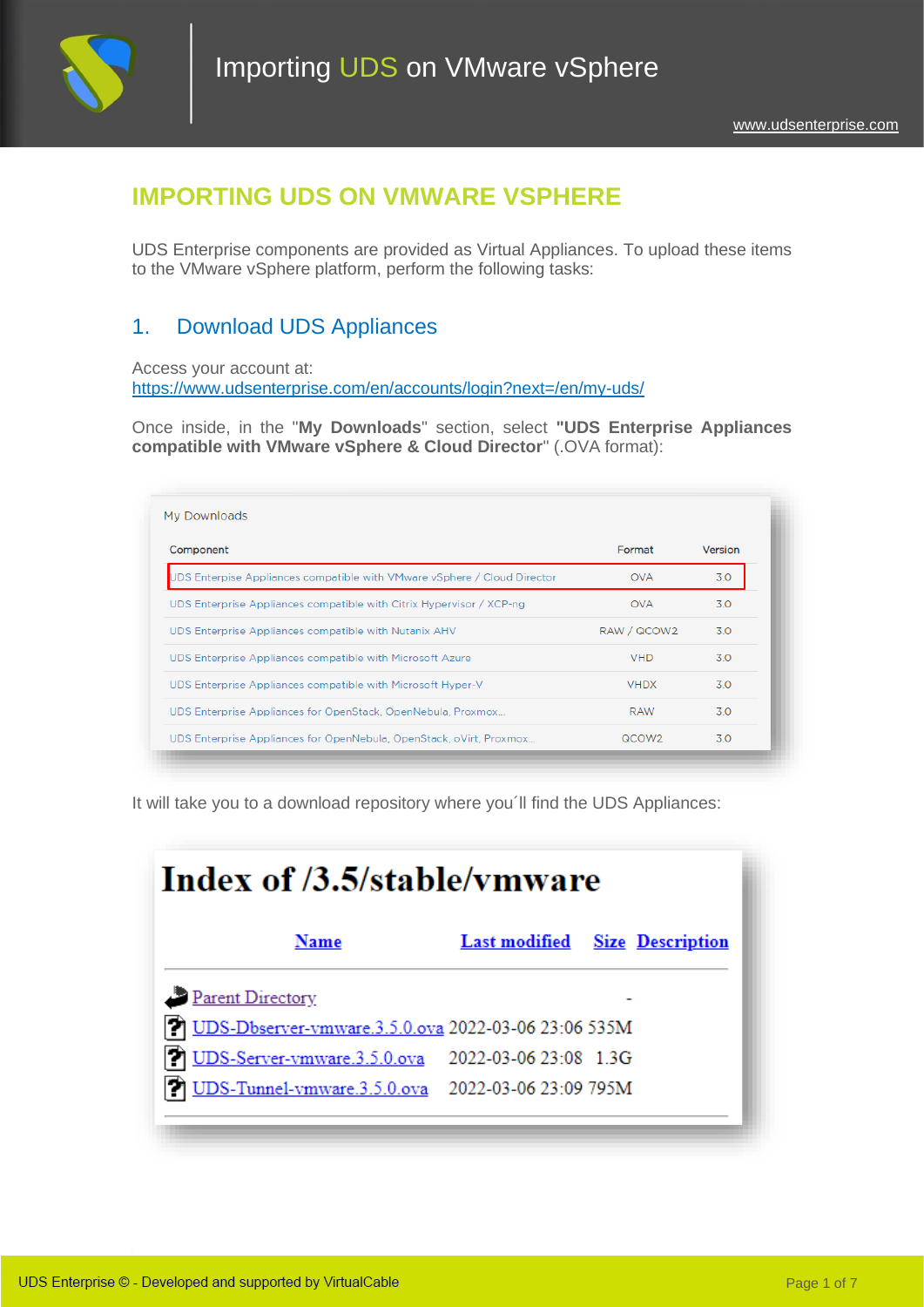# IMPORTING UDS ON VMWARE VSPHERE

UDS Enterprise components are provided as Virtual Appliances. To upload these items to the VMware vSphere platform, perform the following tasks:

## 1. Download UDS Appliances

Access your account at:
https://www.udsenterprise.com/en/accounts/login?next=/en/my-uds/

Once inside, in the "**My Downloads**" section, select **"UDS Enterprise Appliances compatible with VMware vSphere & Cloud Director**" (.OVA format):

My Downloads

| Component | Format | Version |
|---|---|---|
| UDS Enterprise Appliances compatible with VMware vSphere / Cloud Director | OVA | 3.0 |
| UDS Enterprise Appliances compatible with Citrix Hypervisor / XCP-ng | OVA | 3.0 |
| UDS Enterprise Appliances compatible with Nutanix AHV | RAW / QCOW2 | 3.0 |
| UDS Enterprise Appliances compatible with Microsoft Azure | VHD | 3.0 |
| UDS Enterprise Appliances compatible with Microsoft Hyper-V | VHDX | 3.0 |
| UDS Enterprise Appliances for OpenStack, OpenNebula, Proxmox... | RAW | 3.0 |
| UDS Enterprise Appliances for OpenNebula, OpenStack, oVirt, Proxmox... | QCOW2 | 3.0 |

It will take you to a download repository where you´ll find the UDS Appliances:

# Index of /3.5/stable/vmware

| Name | Last modified | Size | Description |
|---|---|---|---|
| Parent Directory | | - | |
| UDS-Dbserver-vmware.3.5.0.ova | 2022-03-06 23:06 | 535M | |
| UDS-Server-vmware.3.5.0.ova | 2022-03-06 23:08 | 1.3G | |
| UDS-Tunnel-vmware.3.5.0.ova | 2022-03-06 23:09 | 795M | |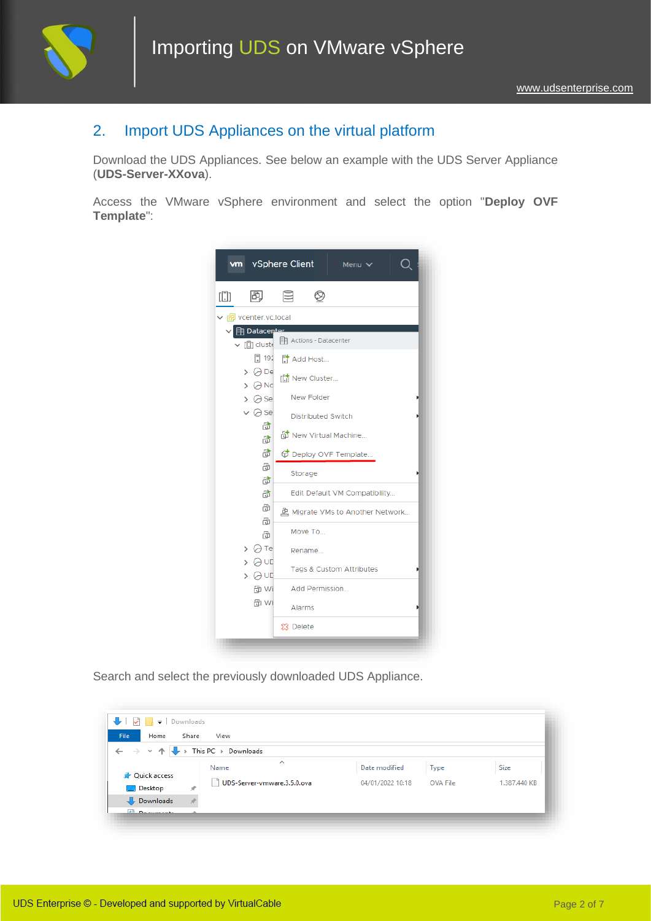## 2. Import UDS Appliances on the virtual platform

Download the UDS Appliances. See below an example with the UDS Server Appliance (**UDS-Server-XXova**).

Access the VMware vSphere environment and select the option "**Deploy OVF Template**":

Search and select the previously downloaded UDS Appliance.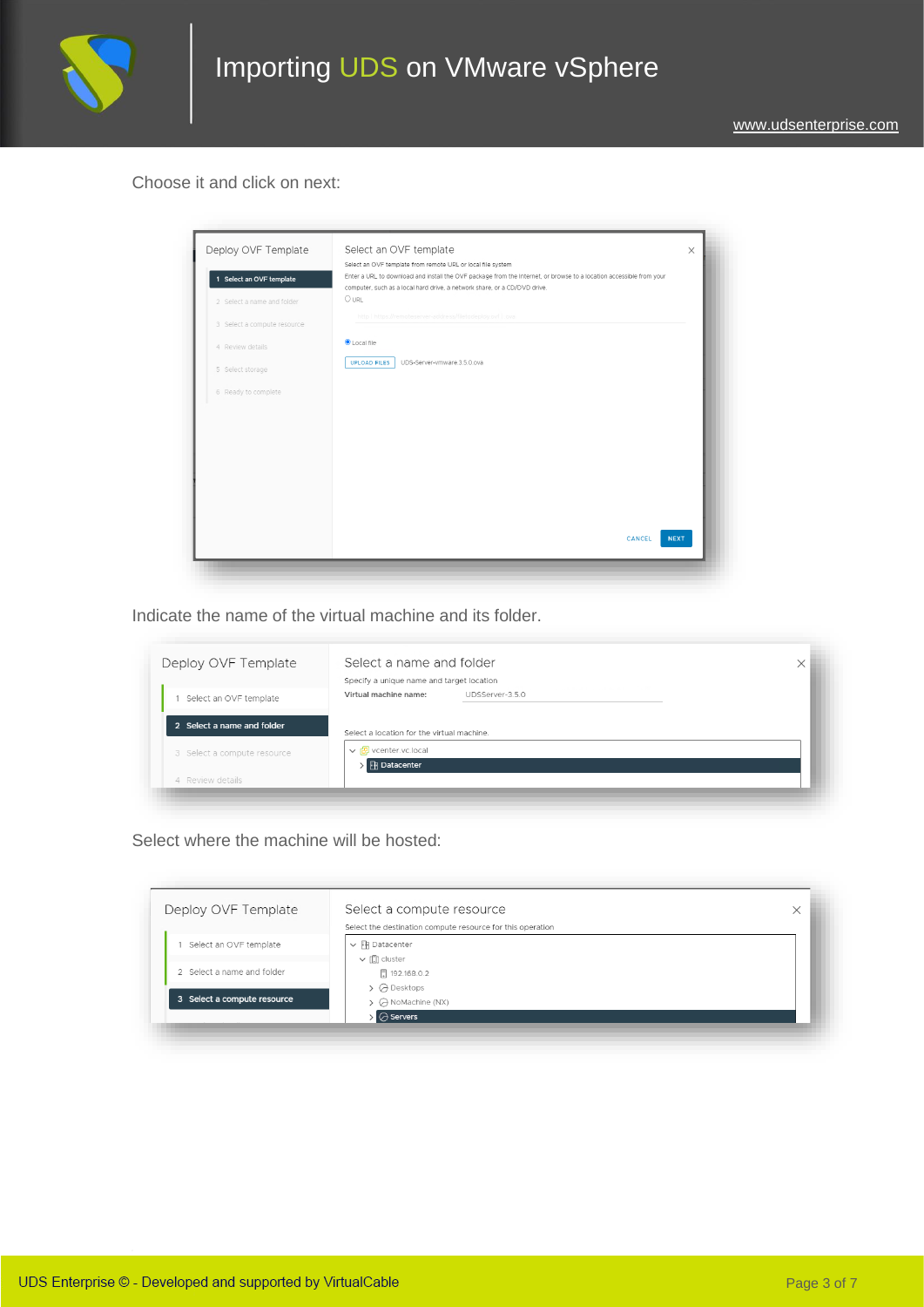Choose it and click on next:

Indicate the name of the virtual machine and its folder.

Select where the machine will be hosted: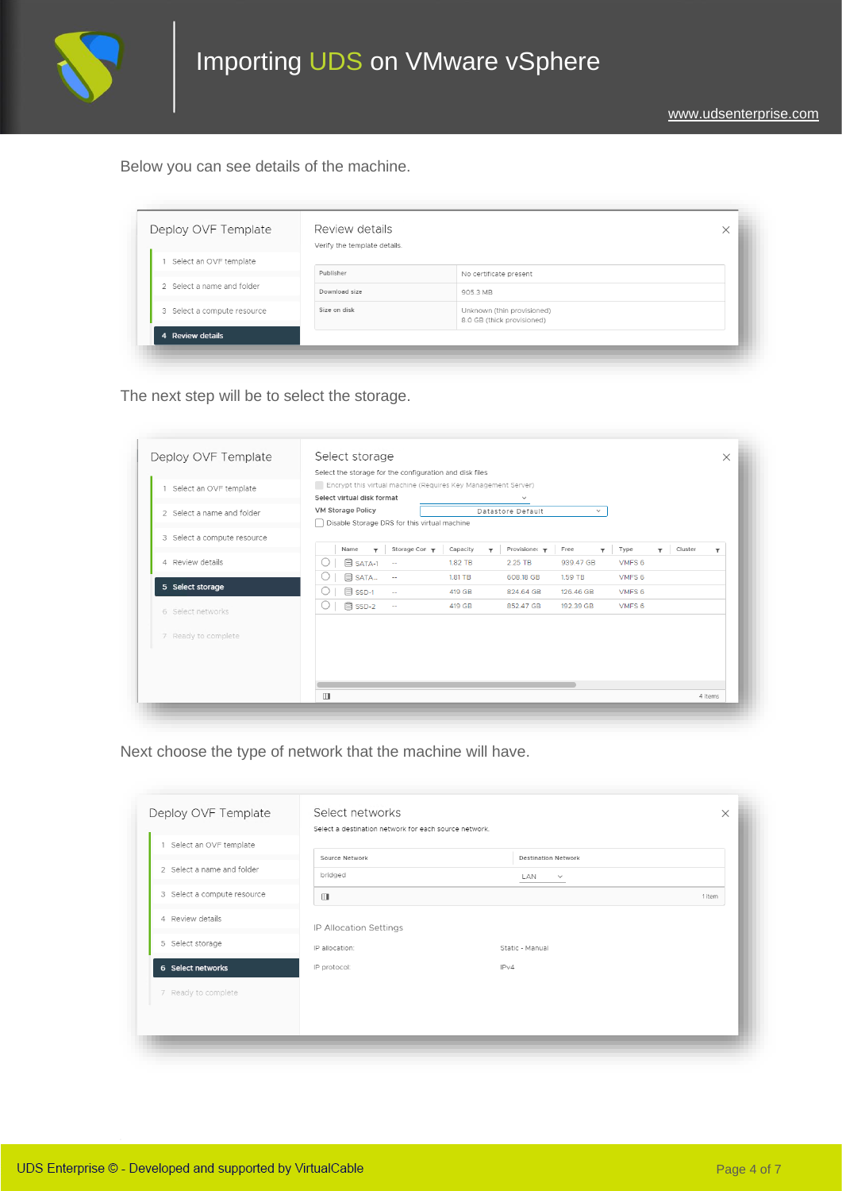Below you can see details of the machine.

The next step will be to select the storage.

Next choose the type of network that the machine will have.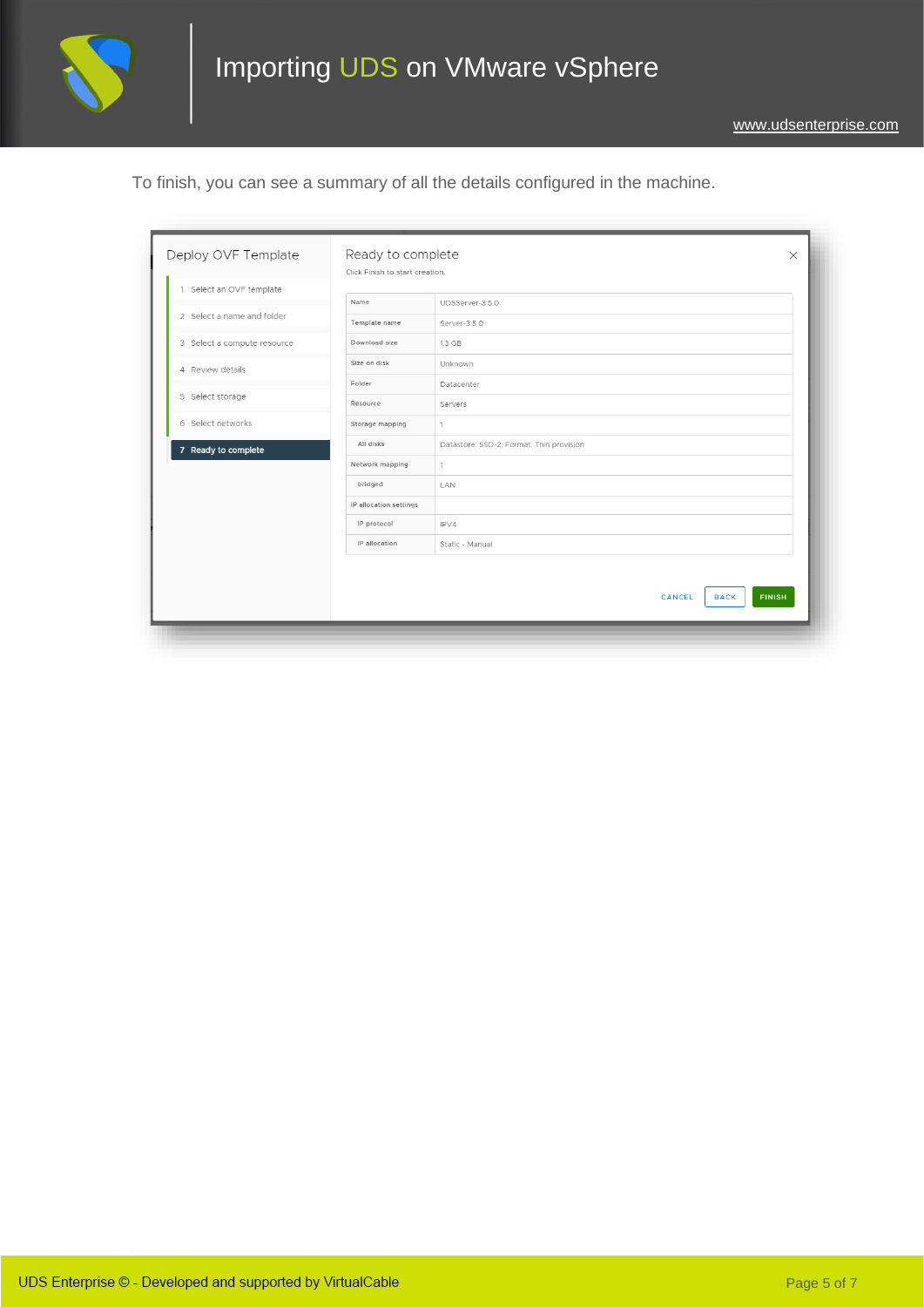To finish, you can see a summary of all the details configured in the machine.

Deploy OVF Template

1. Select an OVF template
2. Select a name and folder
3. Select a compute resource
4. Review details
5. Select storage
6. Select networks
7. Ready to complete

Ready to complete

Click Finish to start creation.

| | |
|---|---|
| Name | UDSServer-3.5.0 |
| Template name | Server-3.5.0 |
| Download size | 1.3 GB |
| Size on disk | Unknown |
| Folder | Datacenter |
| Resource | Servers |
| Storage mapping | 1 |
| All disks | Datastore: SSD-2; Format: Thin provision |
| Network mapping | 1 |
| bridged | LAN |
| IP allocation settings | |
| IP protocol | IPV4 |
| IP allocation | Static - Manual |

CANCEL BACK FINISH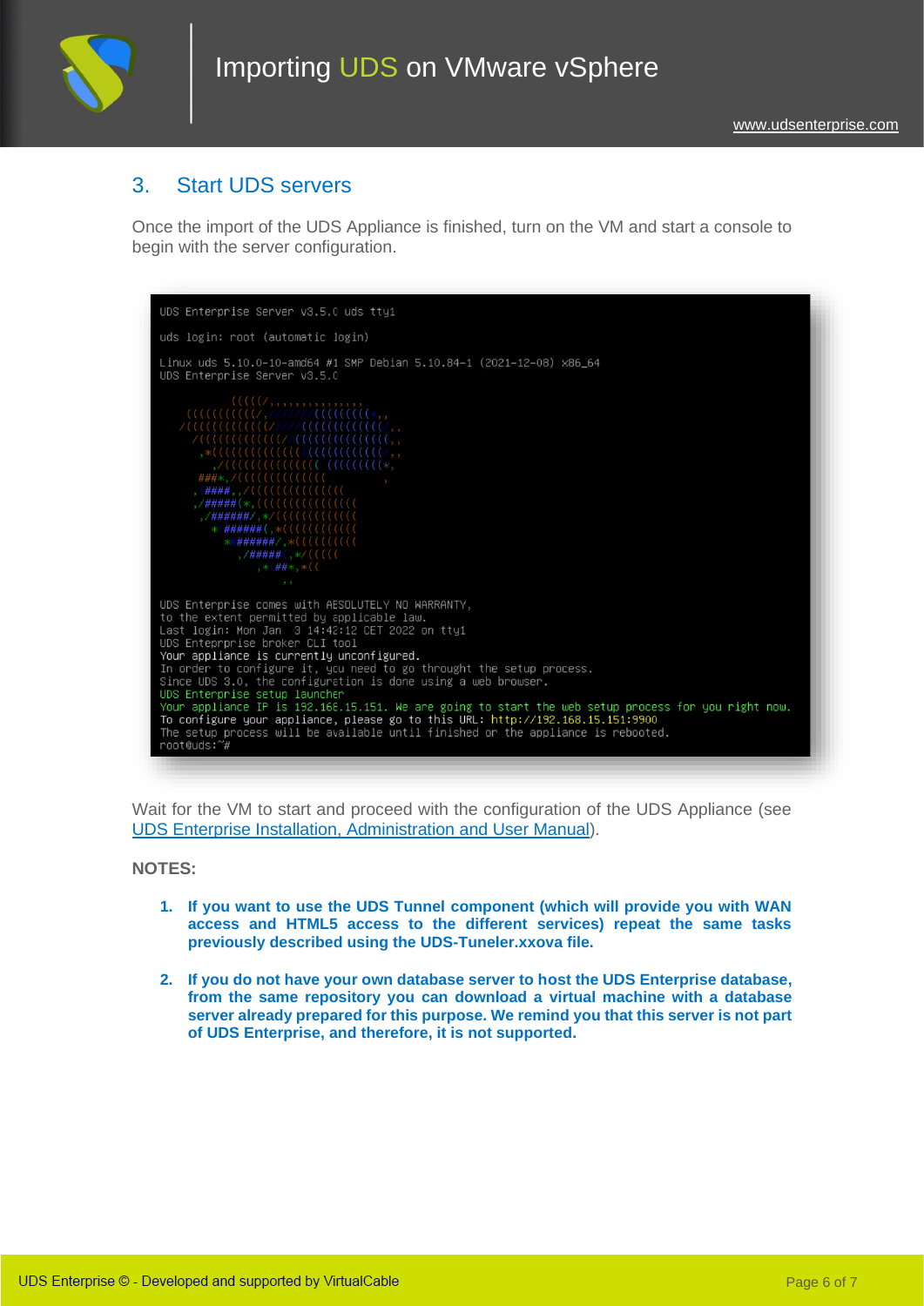## 3. Start UDS servers

Once the import of the UDS Appliance is finished, turn on the VM and start a console to begin with the server configuration.

```
UDS Enterprise Server v3.5.0 uds tty1

uds login: root (automatic login)

Linux uds 5.10.0-10-amd64 #1 SMP Debian 5.10.84-1 (2021-12-08) x86_64
UDS Enterprise Server v3.5.0

UDS Enterprise comes with ABSOLUTELY NO WARRANTY,
to the extent permitted by applicable law.
Last login: Mon Jan  3 14:42:12 CET 2022 on tty1
UDS Enteprprise broker CLI tool
Your appliance is currently unconfigured.
In order to configure it, you need to go throught the setup process.
Since UDS 3.0, the configuration is done using a web browser.
UDS Enterprise setup launcher
Your appliance IP is 192.168.15.151. We are going to start the web setup process for you right now.
To configure your appliance, please go to this URL: http://192.168.15.151:9900
The setup process will be available until finished or the appliance is rebooted.
root@uds:~#
```

Wait for the VM to start and proceed with the configuration of the UDS Appliance (see UDS Enterprise Installation, Administration and User Manual).

**NOTES:**

1. **If you want to use the UDS Tunnel component (which will provide you with WAN access and HTML5 access to the different services) repeat the same tasks previously described using the UDS-Tuneler.xxova file.**

2. **If you do not have your own database server to host the UDS Enterprise database, from the same repository you can download a virtual machine with a database server already prepared for this purpose. We remind you that this server is not part of UDS Enterprise, and therefore, it is not supported.**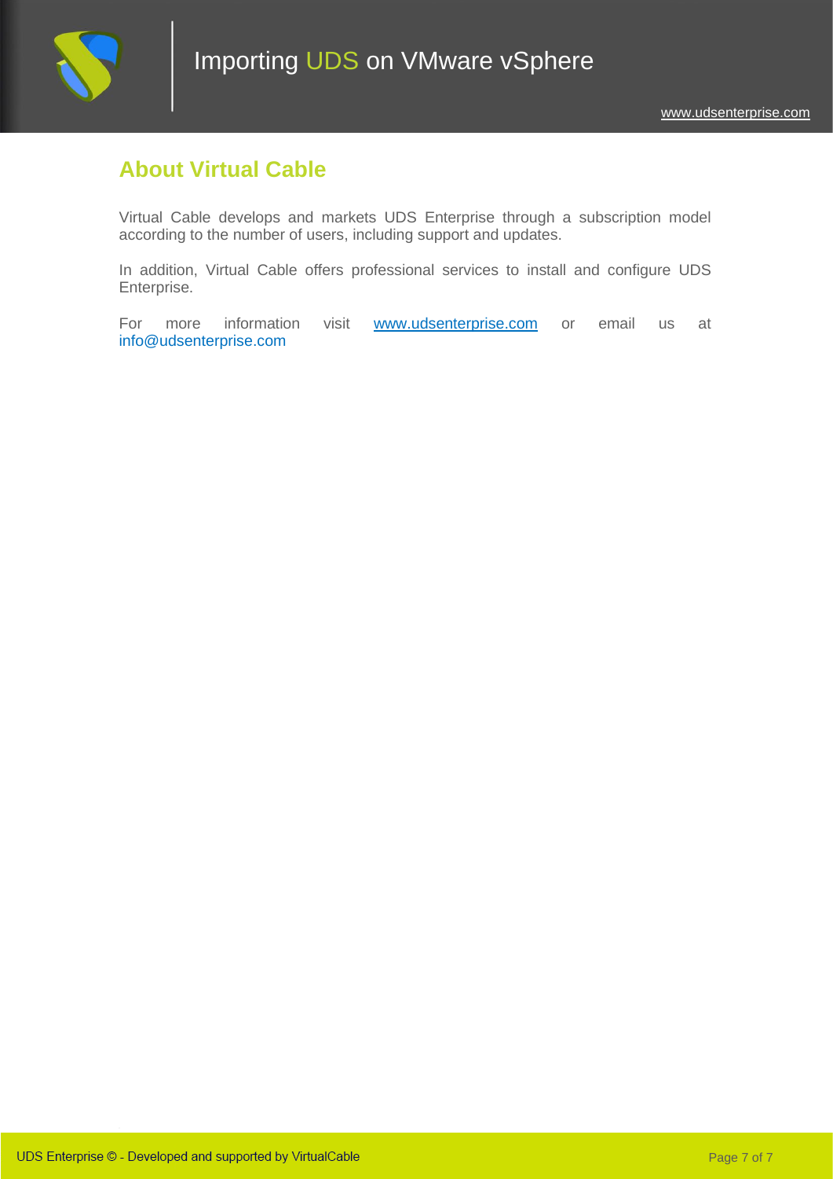## About Virtual Cable

Virtual Cable develops and markets UDS Enterprise through a subscription model according to the number of users, including support and updates.

In addition, Virtual Cable offers professional services to install and configure UDS Enterprise.

For more information visit www.udsenterprise.com or email us at info@udsenterprise.com